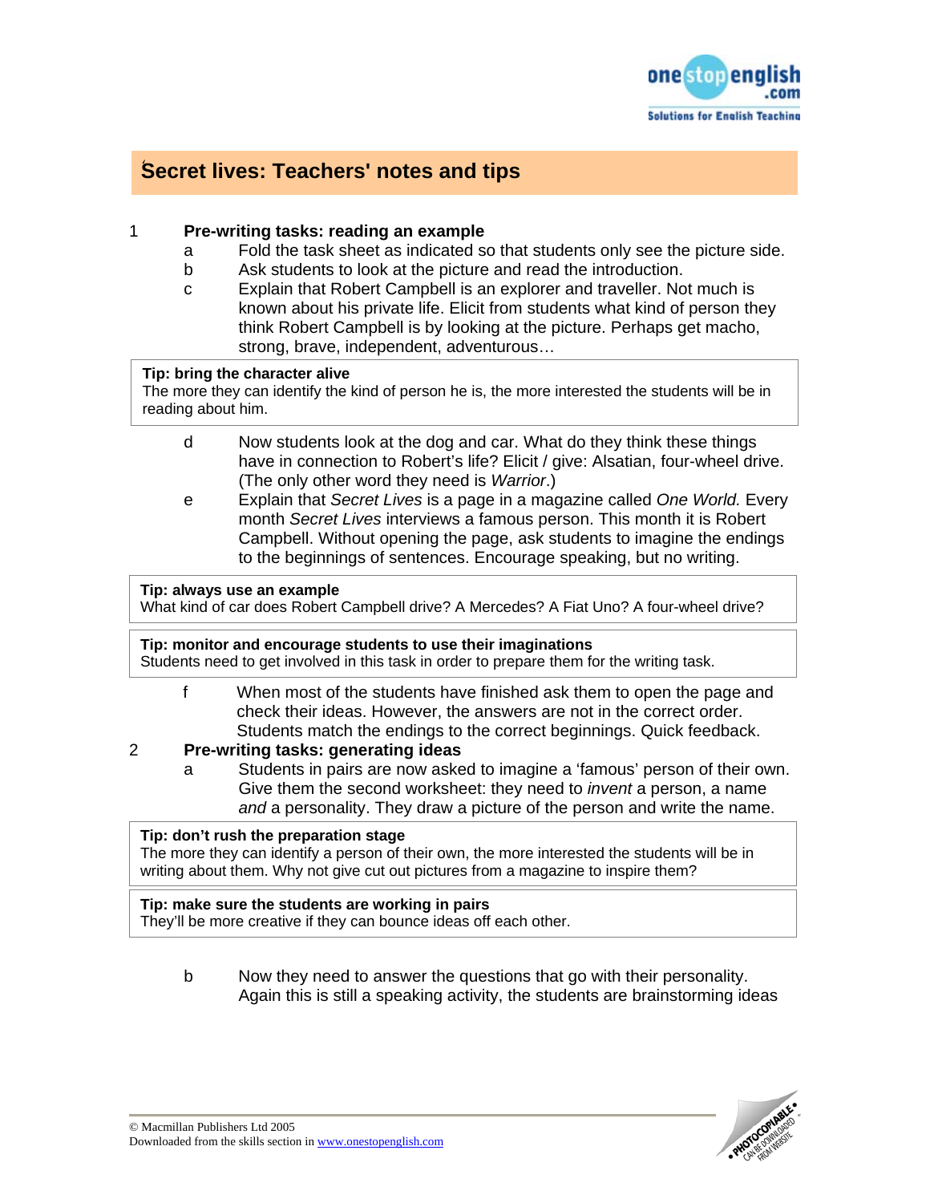# Secret lives: Teachers' notes and tips

1. **Pre-writing tasks: reading an example**
   - a. Fold the task sheet as indicated so that students only see the picture side.
   - b. Ask students to look at the picture and read the introduction.
   - c. Explain that Robert Campbell is an explorer and traveller. Not much is known about his private life. Elicit from students what kind of person they think Robert Campbell is by looking at the picture. Perhaps get macho, strong, brave, independent, adventurous…

> **Tip: bring the character alive**
> The more they can identify the kind of person he is, the more interested the students will be in reading about him.

   - d. Now students look at the dog and car. What do they think these things have in connection to Robert's life? Elicit / give: Alsatian, four-wheel drive. (The only other word they need is *Warrior*.)
   - e. Explain that *Secret Lives* is a page in a magazine called *One World.* Every month *Secret Lives* interviews a famous person. This month it is Robert Campbell. Without opening the page, ask students to imagine the endings to the beginnings of sentences. Encourage speaking, but no writing.

> **Tip: always use an example**
> What kind of car does Robert Campbell drive? A Mercedes? A Fiat Uno? A four-wheel drive?

> **Tip: monitor and encourage students to use their imaginations**
> Students need to get involved in this task in order to prepare them for the writing task.

   - f. When most of the students have finished ask them to open the page and check their ideas. However, the answers are not in the correct order. Students match the endings to the correct beginnings. Quick feedback.

2. **Pre-writing tasks: generating ideas**
   - a. Students in pairs are now asked to imagine a 'famous' person of their own. Give them the second worksheet: they need to *invent* a person, a name *and* a personality. They draw a picture of the person and write the name.

> **Tip: don't rush the preparation stage**
> The more they can identify a person of their own, the more interested the students will be in writing about them. Why not give cut out pictures from a magazine to inspire them?

> **Tip: make sure the students are working in pairs**
> They'll be more creative if they can bounce ideas off each other.

   - b. Now they need to answer the questions that go with their personality. Again this is still a speaking activity, the students are brainstorming ideas

© Macmillan Publishers Ltd 2005
Downloaded from the skills section in www.onestopenglish.com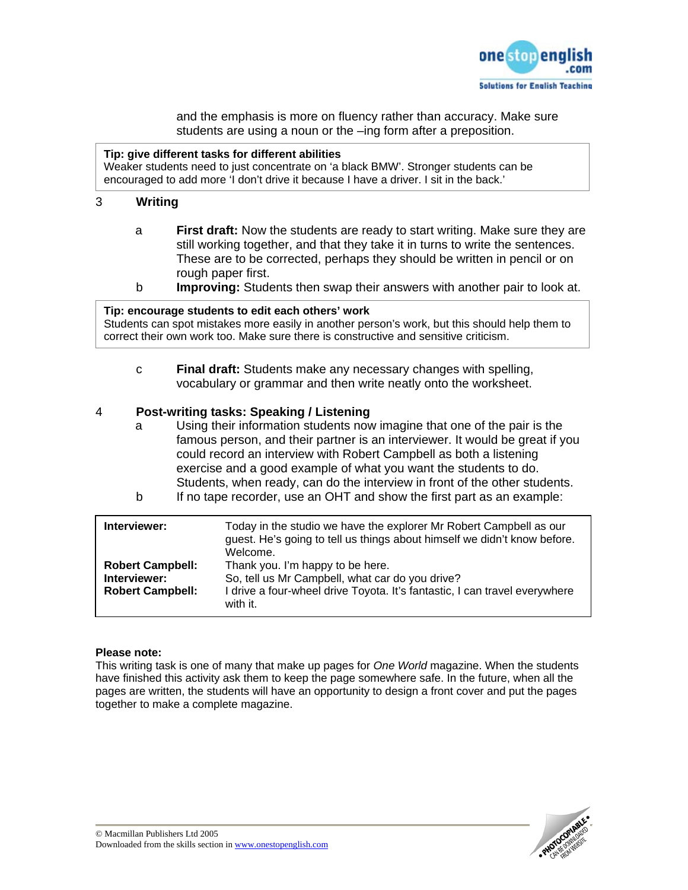and the emphasis is more on fluency rather than accuracy. Make sure students are using a noun or the –ing form after a preposition.

> **Tip: give different tasks for different abilities**
> Weaker students need to just concentrate on 'a black BMW'. Stronger students can be encouraged to add more 'I don't drive it because I have a driver. I sit in the back.'

## 3 Writing

a **First draft:** Now the students are ready to start writing. Make sure they are still working together, and that they take it in turns to write the sentences. These are to be corrected, perhaps they should be written in pencil or on rough paper first.

b **Improving:** Students then swap their answers with another pair to look at.

> **Tip: encourage students to edit each others' work**
> Students can spot mistakes more easily in another person's work, but this should help them to correct their own work too. Make sure there is constructive and sensitive criticism.

c **Final draft:** Students make any necessary changes with spelling, vocabulary or grammar and then write neatly onto the worksheet.

## 4 Post-writing tasks: Speaking / Listening

a Using their information students now imagine that one of the pair is the famous person, and their partner is an interviewer. It would be great if you could record an interview with Robert Campbell as both a listening exercise and a good example of what you want the students to do. Students, when ready, can do the interview in front of the other students.

b If no tape recorder, use an OHT and show the first part as an example:

| | |
|---|---|
| **Interviewer:** | Today in the studio we have the explorer Mr Robert Campbell as our guest. He's going to tell us things about himself we didn't know before. Welcome. |
| **Robert Campbell:** | Thank you. I'm happy to be here. |
| **Interviewer:** | So, tell us Mr Campbell, what car do you drive? |
| **Robert Campbell:** | I drive a four-wheel drive Toyota. It's fantastic, I can travel everywhere with it. |

**Please note:**
This writing task is one of many that make up pages for *One World* magazine. When the students have finished this activity ask them to keep the page somewhere safe. In the future, when all the pages are written, the students will have an opportunity to design a front cover and put the pages together to make a complete magazine.

© Macmillan Publishers Ltd 2005
Downloaded from the skills section in www.onestopenglish.com